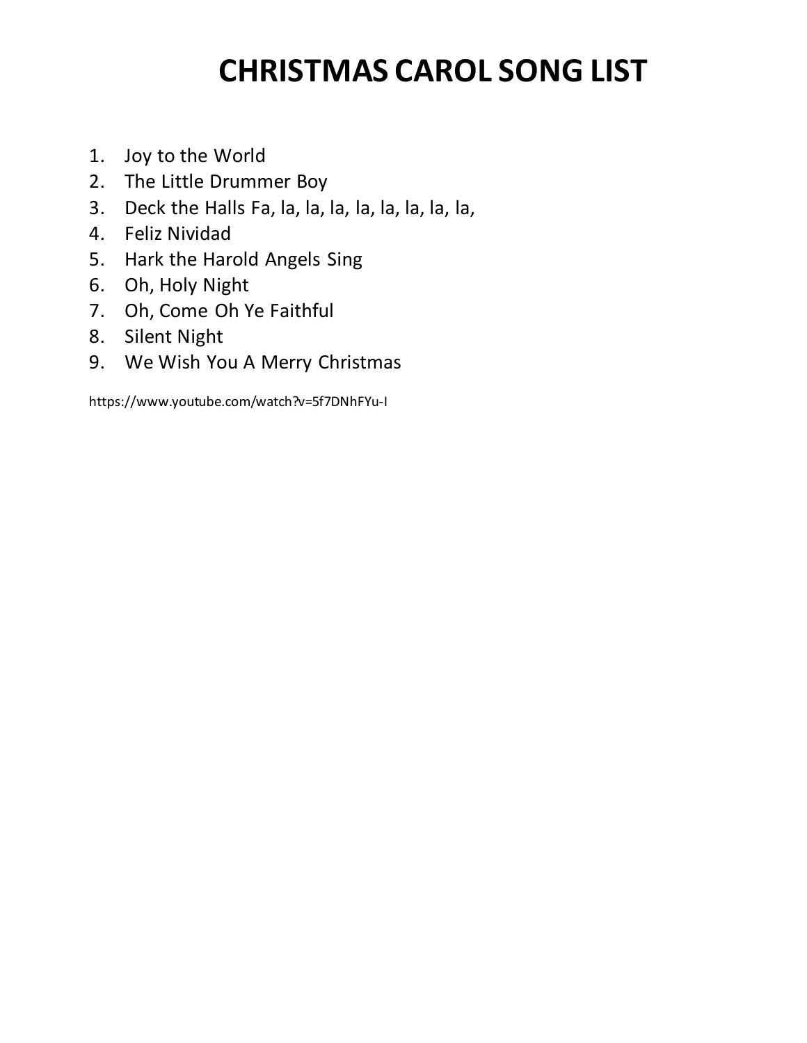# CHRISTMAS CAROL SONG LIST

1. Joy to the World
2. The Little Drummer Boy
3. Deck the Halls Fa, la, la, la, la, la, la, la, la,
4. Feliz Nividad
5. Hark the Harold Angels Sing
6. Oh, Holy Night
7. Oh, Come Oh Ye Faithful
8. Silent Night
9. We Wish You A Merry Christmas

https://www.youtube.com/watch?v=5f7DNhFYu-I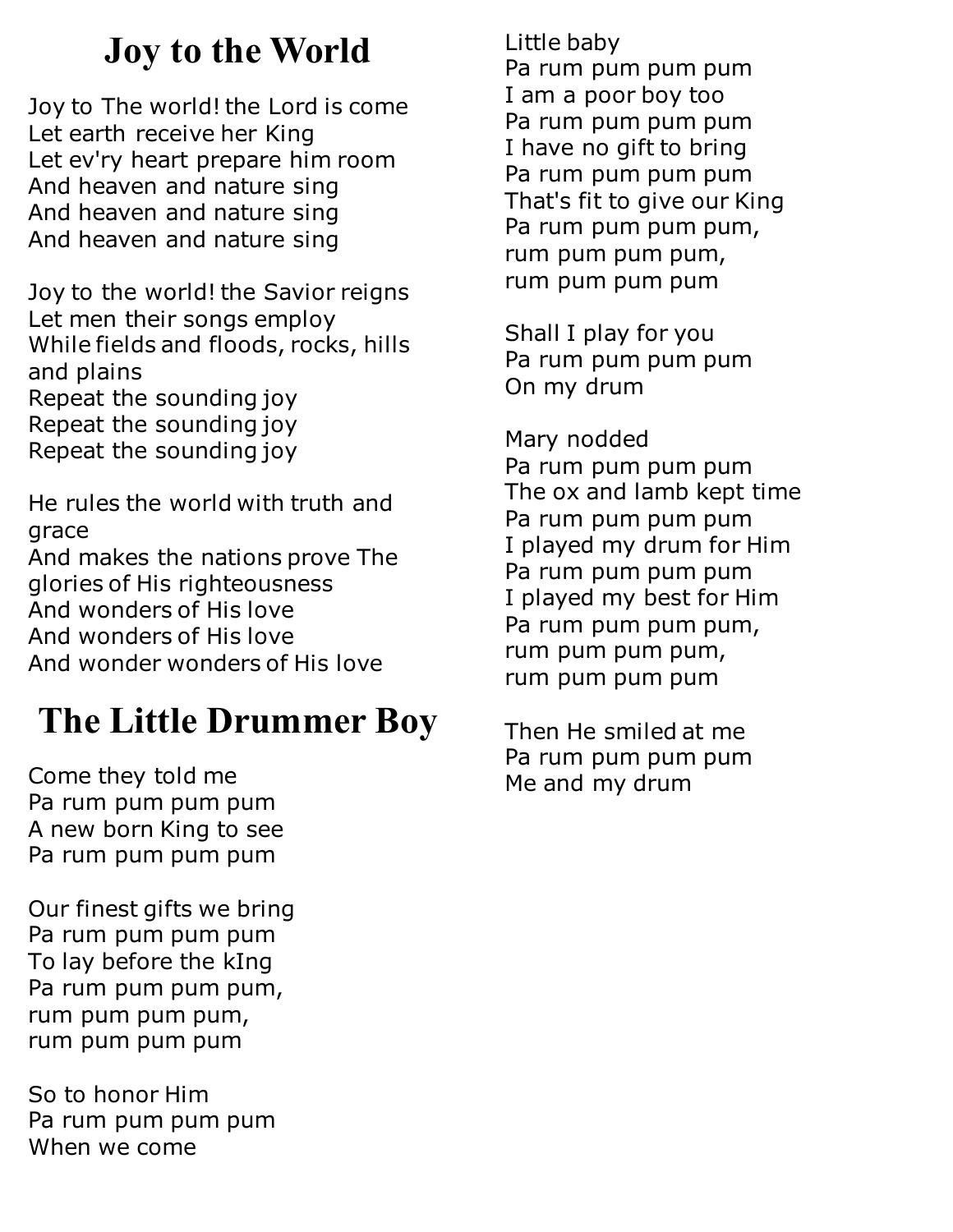# Joy to the World

Joy to The world! the Lord is come
Let earth receive her King
Let ev'ry heart prepare him room
And heaven and nature sing
And heaven and nature sing
And heaven and nature sing

Joy to the world! the Savior reigns
Let men their songs employ
While fields and floods, rocks, hills and plains
Repeat the sounding joy
Repeat the sounding joy
Repeat the sounding joy

He rules the world with truth and grace
And makes the nations prove The glories of His righteousness
And wonders of His love
And wonders of His love
And wonder wonders of His love

# The Little Drummer Boy

Come they told me
Pa rum pum pum pum
A new born King to see
Pa rum pum pum pum

Our finest gifts we bring
Pa rum pum pum pum
To lay before the kIng
Pa rum pum pum pum,
rum pum pum pum,
rum pum pum pum

So to honor Him
Pa rum pum pum pum
When we come

Little baby
Pa rum pum pum pum
I am a poor boy too
Pa rum pum pum pum
I have no gift to bring
Pa rum pum pum pum
That's fit to give our King
Pa rum pum pum pum,
rum pum pum pum,
rum pum pum pum

Shall I play for you
Pa rum pum pum pum
On my drum

Mary nodded
Pa rum pum pum pum
The ox and lamb kept time
Pa rum pum pum pum
I played my drum for Him
Pa rum pum pum pum
I played my best for Him
Pa rum pum pum pum,
rum pum pum pum,
rum pum pum pum

Then He smiled at me
Pa rum pum pum pum
Me and my drum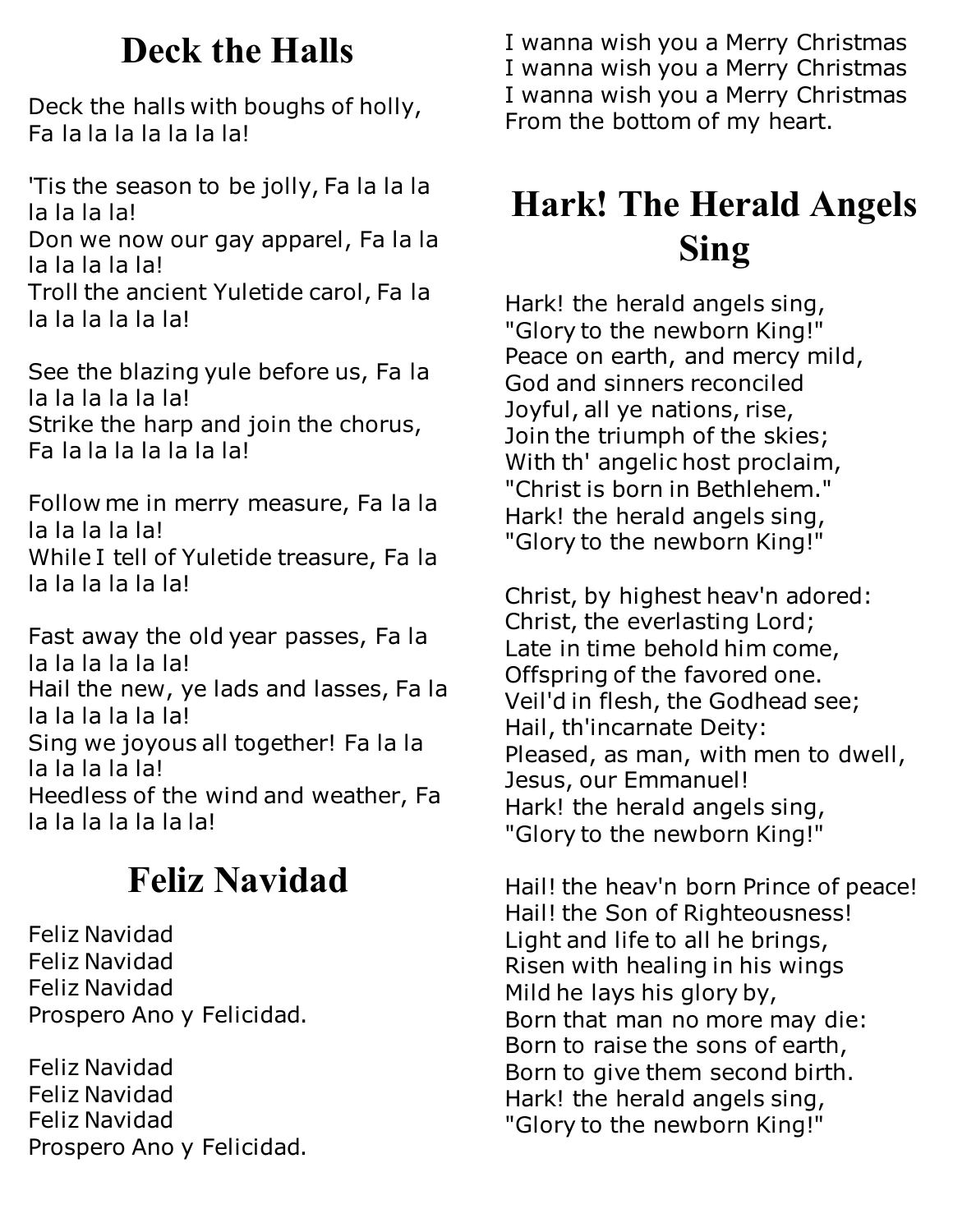# Deck the Halls

Deck the halls with boughs of holly,
Fa la la la la la la la!

'Tis the season to be jolly, Fa la la la la la la la!
Don we now our gay apparel, Fa la la la la la la la!
Troll the ancient Yuletide carol, Fa la la la la la la la!

See the blazing yule before us, Fa la la la la la la la!
Strike the harp and join the chorus,
Fa la la la la la la la!

Follow me in merry measure, Fa la la la la la la la!
While I tell of Yuletide treasure, Fa la la la la la la la!

Fast away the old year passes, Fa la la la la la la la!
Hail the new, ye lads and lasses, Fa la la la la la la la!
Sing we joyous all together! Fa la la la la la la la!
Heedless of the wind and weather, Fa la la la la la la la!

# Feliz Navidad

Feliz Navidad
Feliz Navidad
Feliz Navidad
Prospero Ano y Felicidad.

Feliz Navidad
Feliz Navidad
Feliz Navidad
Prospero Ano y Felicidad.

I wanna wish you a Merry Christmas
I wanna wish you a Merry Christmas
I wanna wish you a Merry Christmas
From the bottom of my heart.

# Hark! The Herald Angels Sing

Hark! the herald angels sing,
"Glory to the newborn King!"
Peace on earth, and mercy mild,
God and sinners reconciled
Joyful, all ye nations, rise,
Join the triumph of the skies;
With th' angelic host proclaim,
"Christ is born in Bethlehem."
Hark! the herald angels sing,
"Glory to the newborn King!"

Christ, by highest heav'n adored:
Christ, the everlasting Lord;
Late in time behold him come,
Offspring of the favored one.
Veil'd in flesh, the Godhead see;
Hail, th'incarnate Deity:
Pleased, as man, with men to dwell,
Jesus, our Emmanuel!
Hark! the herald angels sing,
"Glory to the newborn King!"

Hail! the heav'n born Prince of peace!
Hail! the Son of Righteousness!
Light and life to all he brings,
Risen with healing in his wings
Mild he lays his glory by,
Born that man no more may die:
Born to raise the sons of earth,
Born to give them second birth.
Hark! the herald angels sing,
"Glory to the newborn King!"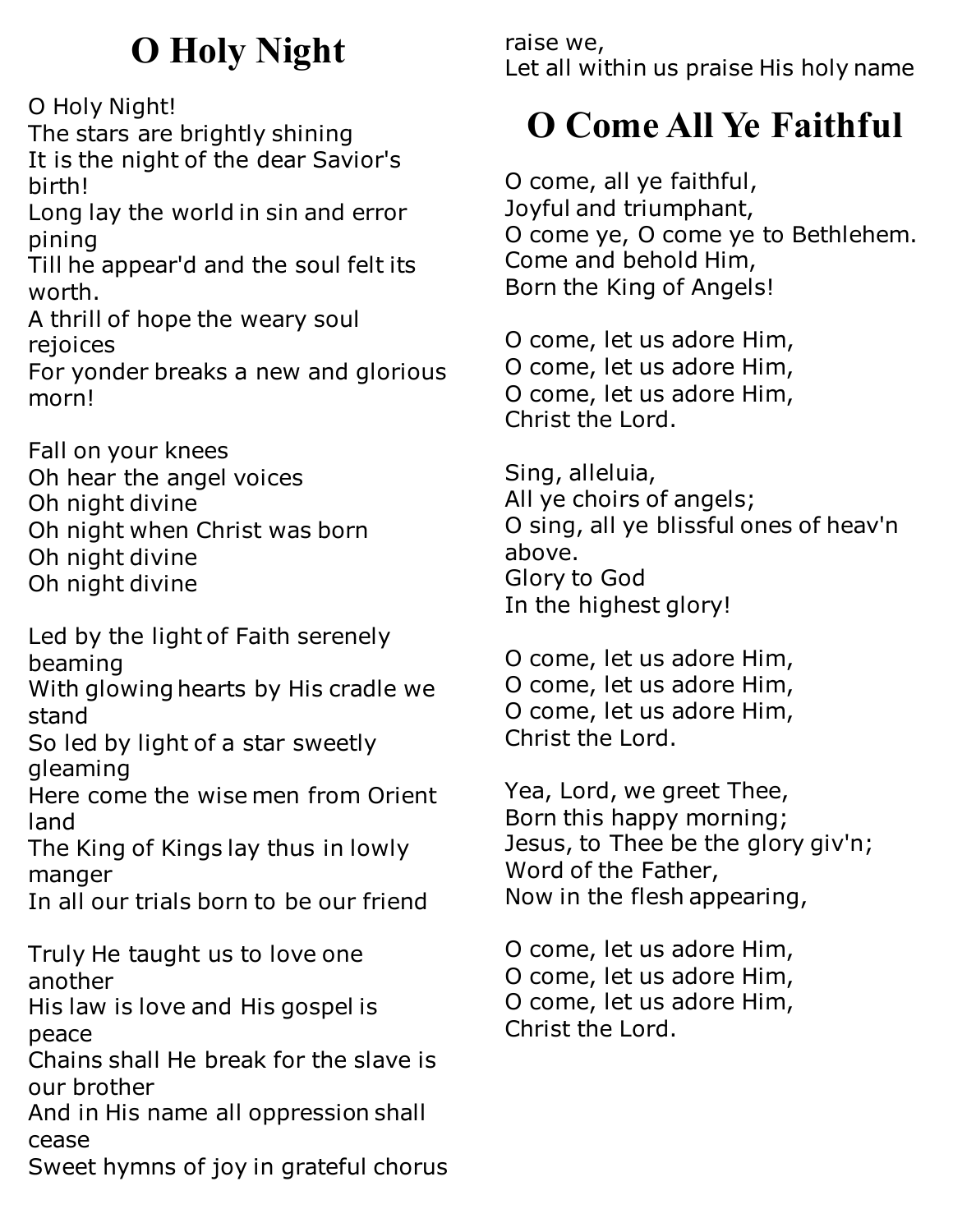# O Holy Night

O Holy Night!
The stars are brightly shining
It is the night of the dear Savior's birth!
Long lay the world in sin and error pining
Till he appear'd and the soul felt its worth.
A thrill of hope the weary soul rejoices
For yonder breaks a new and glorious morn!

Fall on your knees
Oh hear the angel voices
Oh night divine
Oh night when Christ was born
Oh night divine
Oh night divine

Led by the light of Faith serenely beaming
With glowing hearts by His cradle we stand
So led by light of a star sweetly gleaming
Here come the wise men from Orient land
The King of Kings lay thus in lowly manger
In all our trials born to be our friend

Truly He taught us to love one another
His law is love and His gospel is peace
Chains shall He break for the slave is our brother
And in His name all oppression shall cease
Sweet hymns of joy in grateful chorus raise we,
Let all within us praise His holy name

# O Come All Ye Faithful

O come, all ye faithful,
Joyful and triumphant,
O come ye, O come ye to Bethlehem.
Come and behold Him,
Born the King of Angels!

O come, let us adore Him,
O come, let us adore Him,
O come, let us adore Him,
Christ the Lord.

Sing, alleluia,
All ye choirs of angels;
O sing, all ye blissful ones of heav'n above.
Glory to God
In the highest glory!

O come, let us adore Him,
O come, let us adore Him,
O come, let us adore Him,
Christ the Lord.

Yea, Lord, we greet Thee,
Born this happy morning;
Jesus, to Thee be the glory giv'n;
Word of the Father,
Now in the flesh appearing,

O come, let us adore Him,
O come, let us adore Him,
O come, let us adore Him,
Christ the Lord.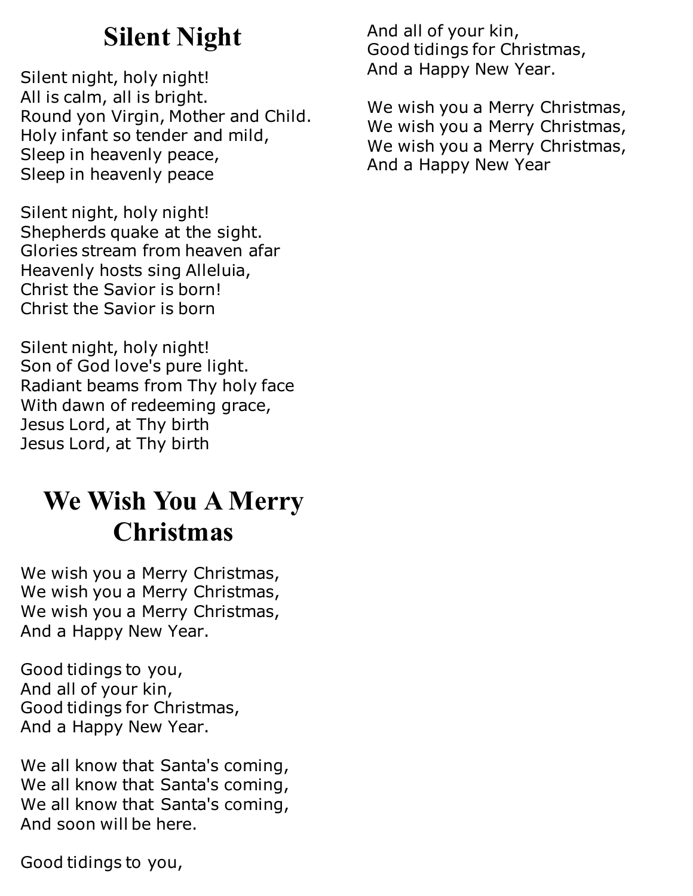# Silent Night

Silent night, holy night!
All is calm, all is bright.
Round yon Virgin, Mother and Child.
Holy infant so tender and mild,
Sleep in heavenly peace,
Sleep in heavenly peace

Silent night, holy night!
Shepherds quake at the sight.
Glories stream from heaven afar
Heavenly hosts sing Alleluia,
Christ the Savior is born!
Christ the Savior is born

Silent night, holy night!
Son of God love's pure light.
Radiant beams from Thy holy face
With dawn of redeeming grace,
Jesus Lord, at Thy birth
Jesus Lord, at Thy birth

# We Wish You A Merry Christmas

We wish you a Merry Christmas,
We wish you a Merry Christmas,
We wish you a Merry Christmas,
And a Happy New Year.

Good tidings to you,
And all of your kin,
Good tidings for Christmas,
And a Happy New Year.

We all know that Santa's coming,
We all know that Santa's coming,
We all know that Santa's coming,
And soon will be here.

Good tidings to you,
And all of your kin,
Good tidings for Christmas,
And a Happy New Year.

We wish you a Merry Christmas,
We wish you a Merry Christmas,
We wish you a Merry Christmas,
And a Happy New Year